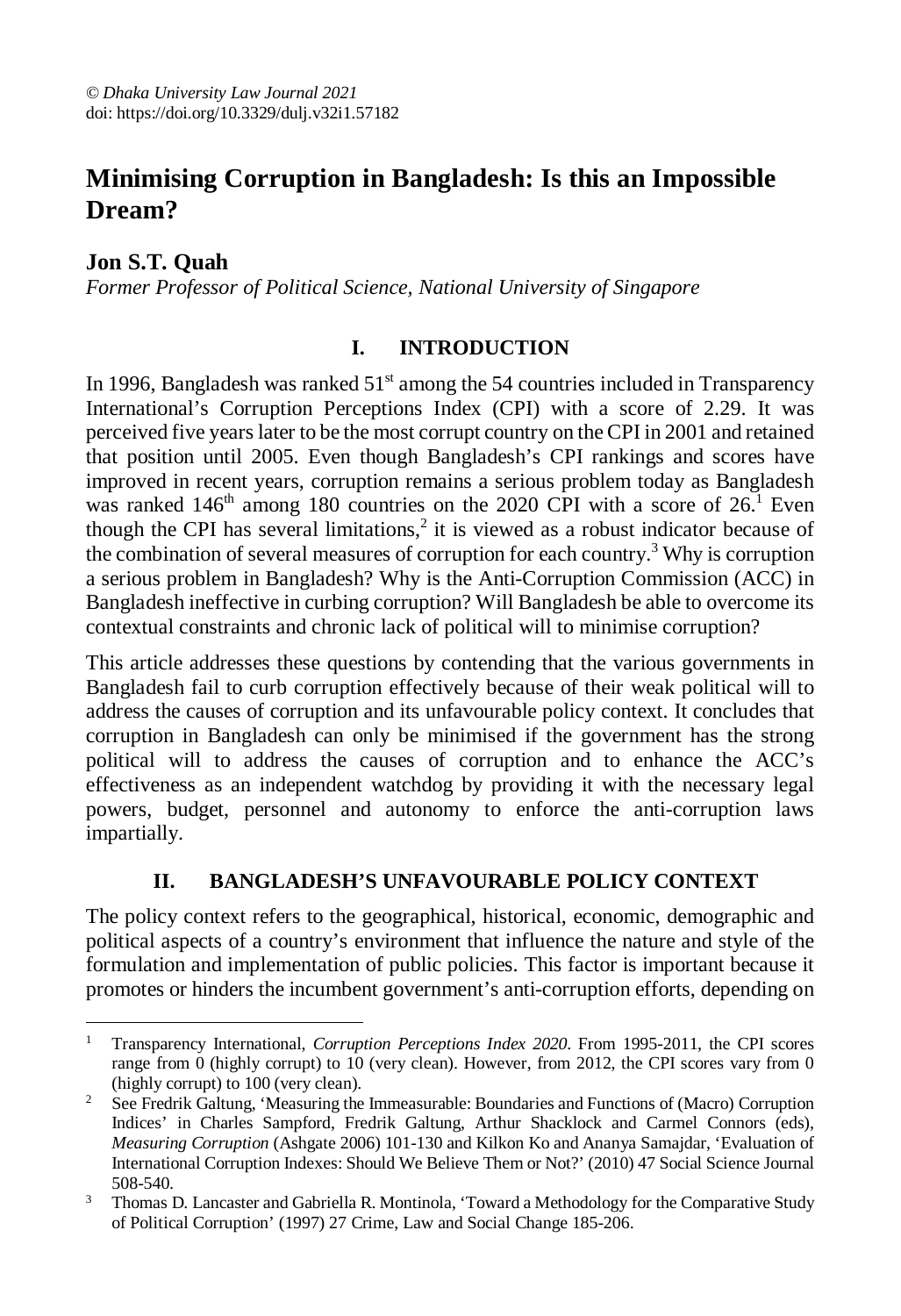© *Dhaka University Law Journal 2021*
doi: https://doi.org/10.3329/dulj.v32i1.57182

# Minimising Corruption in Bangladesh: Is this an Impossible Dream?

**Jon S.T. Quah**
*Former Professor of Political Science, National University of Singapore*

## I. INTRODUCTION

In 1996, Bangladesh was ranked 51st among the 54 countries included in Transparency International's Corruption Perceptions Index (CPI) with a score of 2.29. It was perceived five years later to be the most corrupt country on the CPI in 2001 and retained that position until 2005. Even though Bangladesh's CPI rankings and scores have improved in recent years, corruption remains a serious problem today as Bangladesh was ranked 146th among 180 countries on the 2020 CPI with a score of 26.[1] Even though the CPI has several limitations,[2] it is viewed as a robust indicator because of the combination of several measures of corruption for each country.[3] Why is corruption a serious problem in Bangladesh? Why is the Anti-Corruption Commission (ACC) in Bangladesh ineffective in curbing corruption? Will Bangladesh be able to overcome its contextual constraints and chronic lack of political will to minimise corruption?

This article addresses these questions by contending that the various governments in Bangladesh fail to curb corruption effectively because of their weak political will to address the causes of corruption and its unfavourable policy context. It concludes that corruption in Bangladesh can only be minimised if the government has the strong political will to address the causes of corruption and to enhance the ACC's effectiveness as an independent watchdog by providing it with the necessary legal powers, budget, personnel and autonomy to enforce the anti-corruption laws impartially.

## II. BANGLADESH'S UNFAVOURABLE POLICY CONTEXT

The policy context refers to the geographical, historical, economic, demographic and political aspects of a country's environment that influence the nature and style of the formulation and implementation of public policies. This factor is important because it promotes or hinders the incumbent government's anti-corruption efforts, depending on

---

[1] Transparency International, *Corruption Perceptions Index 2020*. From 1995-2011, the CPI scores range from 0 (highly corrupt) to 10 (very clean). However, from 2012, the CPI scores vary from 0 (highly corrupt) to 100 (very clean).

[2] See Fredrik Galtung, 'Measuring the Immeasurable: Boundaries and Functions of (Macro) Corruption Indices' in Charles Sampford, Fredrik Galtung, Arthur Shacklock and Carmel Connors (eds), *Measuring Corruption* (Ashgate 2006) 101-130 and Kilkon Ko and Ananya Samajdar, 'Evaluation of International Corruption Indexes: Should We Believe Them or Not?' (2010) 47 Social Science Journal 508-540.

[3] Thomas D. Lancaster and Gabriella R. Montinola, 'Toward a Methodology for the Comparative Study of Political Corruption' (1997) 27 Crime, Law and Social Change 185-206.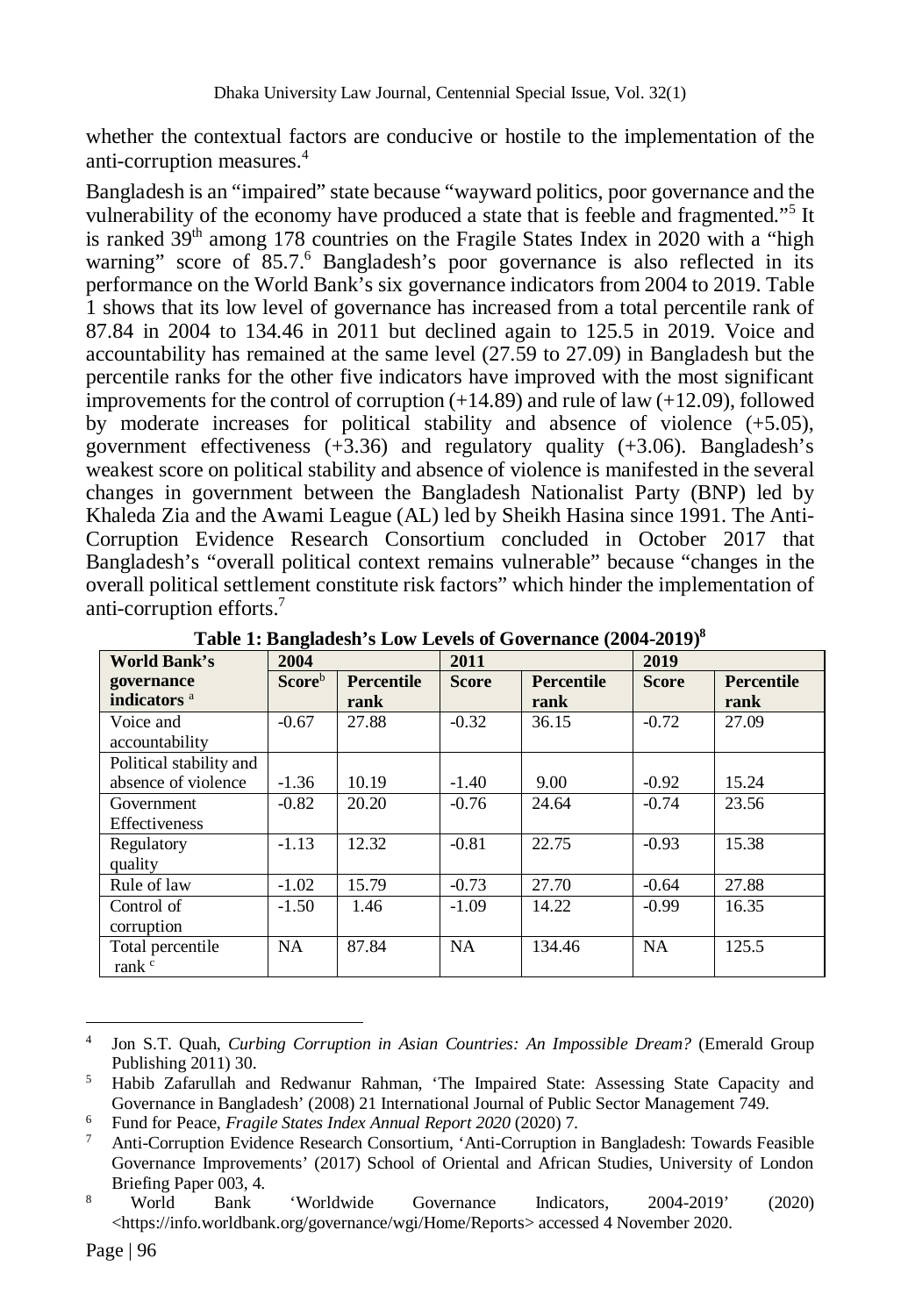whether the contextual factors are conducive or hostile to the implementation of the anti-corruption measures.[4]

Bangladesh is an "impaired" state because "wayward politics, poor governance and the vulnerability of the economy have produced a state that is feeble and fragmented."[5] It is ranked 39th among 178 countries on the Fragile States Index in 2020 with a "high warning" score of 85.7.[6] Bangladesh's poor governance is also reflected in its performance on the World Bank's six governance indicators from 2004 to 2019. Table 1 shows that its low level of governance has increased from a total percentile rank of 87.84 in 2004 to 134.46 in 2011 but declined again to 125.5 in 2019. Voice and accountability has remained at the same level (27.59 to 27.09) in Bangladesh but the percentile ranks for the other five indicators have improved with the most significant improvements for the control of corruption (+14.89) and rule of law (+12.09), followed by moderate increases for political stability and absence of violence (+5.05), government effectiveness (+3.36) and regulatory quality (+3.06). Bangladesh's weakest score on political stability and absence of violence is manifested in the several changes in government between the Bangladesh Nationalist Party (BNP) led by Khaleda Zia and the Awami League (AL) led by Sheikh Hasina since 1991. The Anti-Corruption Evidence Research Consortium concluded in October 2017 that Bangladesh's "overall political context remains vulnerable" because "changes in the overall political settlement constitute risk factors" which hinder the implementation of anti-corruption efforts.[7]

**Table 1: Bangladesh's Low Levels of Governance (2004-2019)[8]**

| World Bank's governance indicators [a] | 2004 | | 2011 | | 2019 | |
|---|---|---|---|---|---|---|
| | Score[b] | Percentile rank | Score | Percentile rank | Score | Percentile rank |
| Voice and accountability | -0.67 | 27.88 | -0.32 | 36.15 | -0.72 | 27.09 |
| Political stability and absence of violence | -1.36 | 10.19 | -1.40 | 9.00 | -0.92 | 15.24 |
| Government Effectiveness | -0.82 | 20.20 | -0.76 | 24.64 | -0.74 | 23.56 |
| Regulatory quality | -1.13 | 12.32 | -0.81 | 22.75 | -0.93 | 15.38 |
| Rule of law | -1.02 | 15.79 | -0.73 | 27.70 | -0.64 | 27.88 |
| Control of corruption | -1.50 | 1.46 | -1.09 | 14.22 | -0.99 | 16.35 |
| Total percentile rank [c] | NA | 87.84 | NA | 134.46 | NA | 125.5 |

---

[4] Jon S.T. Quah, *Curbing Corruption in Asian Countries: An Impossible Dream?* (Emerald Group Publishing 2011) 30.

[5] Habib Zafarullah and Redwanur Rahman, 'The Impaired State: Assessing State Capacity and Governance in Bangladesh' (2008) 21 International Journal of Public Sector Management 749.

[6] Fund for Peace, *Fragile States Index Annual Report 2020* (2020) 7.

[7] Anti-Corruption Evidence Research Consortium, 'Anti-Corruption in Bangladesh: Towards Feasible Governance Improvements' (2017) School of Oriental and African Studies, University of London Briefing Paper 003, 4.

[8] World Bank 'Worldwide Governance Indicators, 2004-2019' (2020) <https://info.worldbank.org/governance/wgi/Home/Reports> accessed 4 November 2020.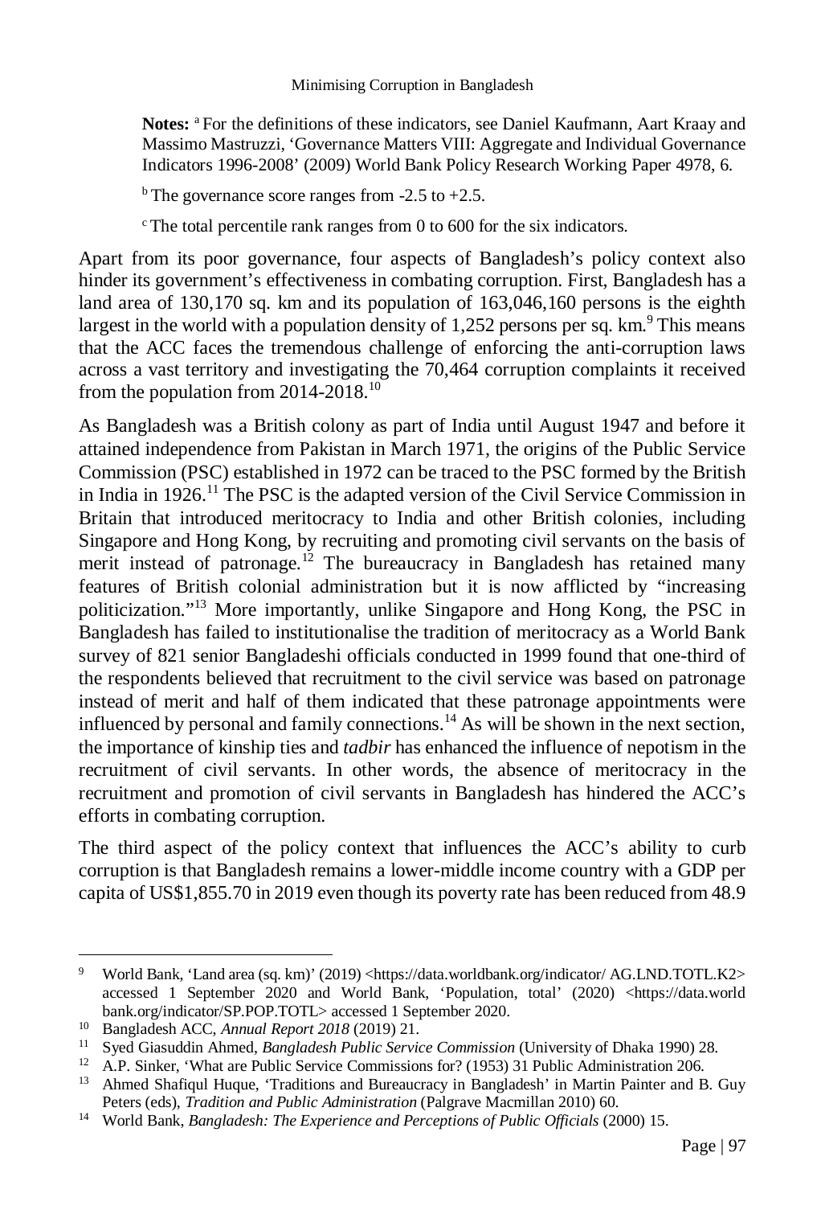**Notes:** [a] For the definitions of these indicators, see Daniel Kaufmann, Aart Kraay and Massimo Mastruzzi, 'Governance Matters VIII: Aggregate and Individual Governance Indicators 1996-2008' (2009) World Bank Policy Research Working Paper 4978, 6.

[b] The governance score ranges from -2.5 to +2.5.

[c] The total percentile rank ranges from 0 to 600 for the six indicators.

Apart from its poor governance, four aspects of Bangladesh's policy context also hinder its government's effectiveness in combating corruption. First, Bangladesh has a land area of 130,170 sq. km and its population of 163,046,160 persons is the eighth largest in the world with a population density of 1,252 persons per sq. km.[9] This means that the ACC faces the tremendous challenge of enforcing the anti-corruption laws across a vast territory and investigating the 70,464 corruption complaints it received from the population from 2014-2018.[10]

As Bangladesh was a British colony as part of India until August 1947 and before it attained independence from Pakistan in March 1971, the origins of the Public Service Commission (PSC) established in 1972 can be traced to the PSC formed by the British in India in 1926.[11] The PSC is the adapted version of the Civil Service Commission in Britain that introduced meritocracy to India and other British colonies, including Singapore and Hong Kong, by recruiting and promoting civil servants on the basis of merit instead of patronage.[12] The bureaucracy in Bangladesh has retained many features of British colonial administration but it is now afflicted by "increasing politicization."[13] More importantly, unlike Singapore and Hong Kong, the PSC in Bangladesh has failed to institutionalise the tradition of meritocracy as a World Bank survey of 821 senior Bangladeshi officials conducted in 1999 found that one-third of the respondents believed that recruitment to the civil service was based on patronage instead of merit and half of them indicated that these patronage appointments were influenced by personal and family connections.[14] As will be shown in the next section, the importance of kinship ties and *tadbir* has enhanced the influence of nepotism in the recruitment of civil servants. In other words, the absence of meritocracy in the recruitment and promotion of civil servants in Bangladesh has hindered the ACC's efforts in combating corruption.

The third aspect of the policy context that influences the ACC's ability to curb corruption is that Bangladesh remains a lower-middle income country with a GDP per capita of US$1,855.70 in 2019 even though its poverty rate has been reduced from 48.9

---

[9] World Bank, 'Land area (sq. km)' (2019) <https://data.worldbank.org/indicator/ AG.LND.TOTL.K2> accessed 1 September 2020 and World Bank, 'Population, total' (2020) <https://data.world bank.org/indicator/SP.POP.TOTL> accessed 1 September 2020.

[10] Bangladesh ACC, *Annual Report 2018* (2019) 21.

[11] Syed Giasuddin Ahmed, *Bangladesh Public Service Commission* (University of Dhaka 1990) 28.

[12] A.P. Sinker, 'What are Public Service Commissions for? (1953) 31 Public Administration 206.

[13] Ahmed Shafiqul Huque, 'Traditions and Bureaucracy in Bangladesh' in Martin Painter and B. Guy Peters (eds), *Tradition and Public Administration* (Palgrave Macmillan 2010) 60.

[14] World Bank, *Bangladesh: The Experience and Perceptions of Public Officials* (2000) 15.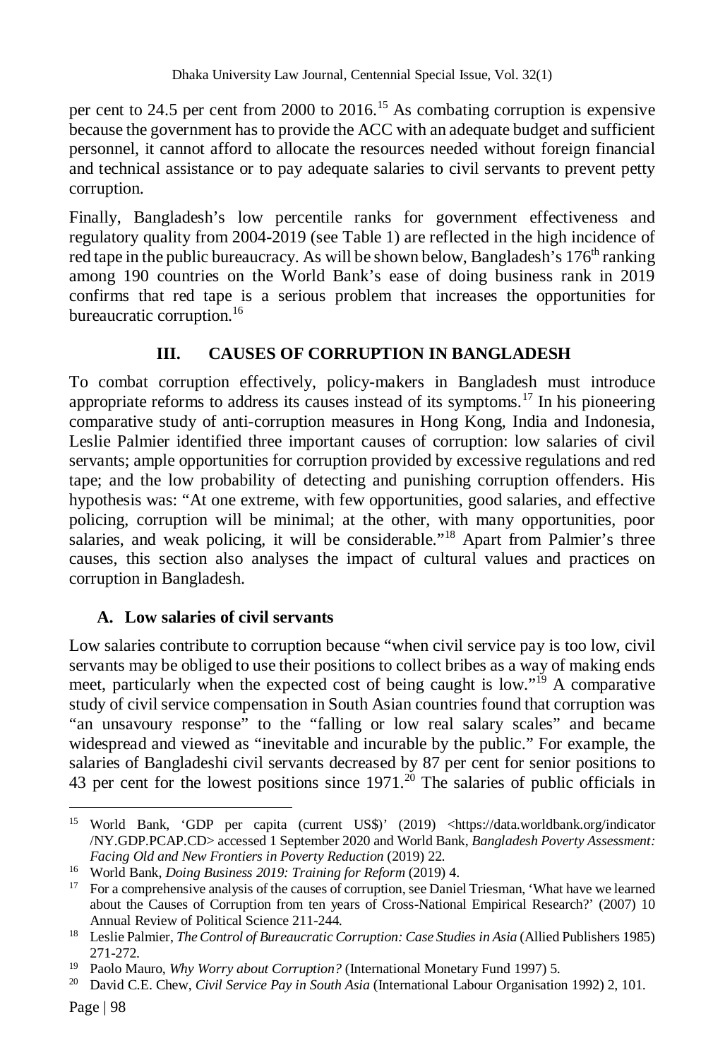per cent to 24.5 per cent from 2000 to 2016.[15] As combating corruption is expensive because the government has to provide the ACC with an adequate budget and sufficient personnel, it cannot afford to allocate the resources needed without foreign financial and technical assistance or to pay adequate salaries to civil servants to prevent petty corruption.

Finally, Bangladesh's low percentile ranks for government effectiveness and regulatory quality from 2004-2019 (see Table 1) are reflected in the high incidence of red tape in the public bureaucracy. As will be shown below, Bangladesh's 176th ranking among 190 countries on the World Bank's ease of doing business rank in 2019 confirms that red tape is a serious problem that increases the opportunities for bureaucratic corruption.[16]

## III. CAUSES OF CORRUPTION IN BANGLADESH

To combat corruption effectively, policy-makers in Bangladesh must introduce appropriate reforms to address its causes instead of its symptoms.[17] In his pioneering comparative study of anti-corruption measures in Hong Kong, India and Indonesia, Leslie Palmier identified three important causes of corruption: low salaries of civil servants; ample opportunities for corruption provided by excessive regulations and red tape; and the low probability of detecting and punishing corruption offenders. His hypothesis was: "At one extreme, with few opportunities, good salaries, and effective policing, corruption will be minimal; at the other, with many opportunities, poor salaries, and weak policing, it will be considerable."[18] Apart from Palmier's three causes, this section also analyses the impact of cultural values and practices on corruption in Bangladesh.

### A. Low salaries of civil servants

Low salaries contribute to corruption because "when civil service pay is too low, civil servants may be obliged to use their positions to collect bribes as a way of making ends meet, particularly when the expected cost of being caught is low."[19] A comparative study of civil service compensation in South Asian countries found that corruption was "an unsavoury response" to the "falling or low real salary scales" and became widespread and viewed as "inevitable and incurable by the public." For example, the salaries of Bangladeshi civil servants decreased by 87 per cent for senior positions to 43 per cent for the lowest positions since 1971.[20] The salaries of public officials in

---

[15] World Bank, 'GDP per capita (current US$)' (2019) <https://data.worldbank.org/indicator/NY.GDP.PCAP.CD> accessed 1 September 2020 and World Bank, *Bangladesh Poverty Assessment: Facing Old and New Frontiers in Poverty Reduction* (2019) 22.

[16] World Bank, *Doing Business 2019: Training for Reform* (2019) 4.

[17] For a comprehensive analysis of the causes of corruption, see Daniel Triesman, 'What have we learned about the Causes of Corruption from ten years of Cross-National Empirical Research?' (2007) 10 Annual Review of Political Science 211-244.

[18] Leslie Palmier, *The Control of Bureaucratic Corruption: Case Studies in Asia* (Allied Publishers 1985) 271-272.

[19] Paolo Mauro, *Why Worry about Corruption?* (International Monetary Fund 1997) 5.

[20] David C.E. Chew, *Civil Service Pay in South Asia* (International Labour Organisation 1992) 2, 101.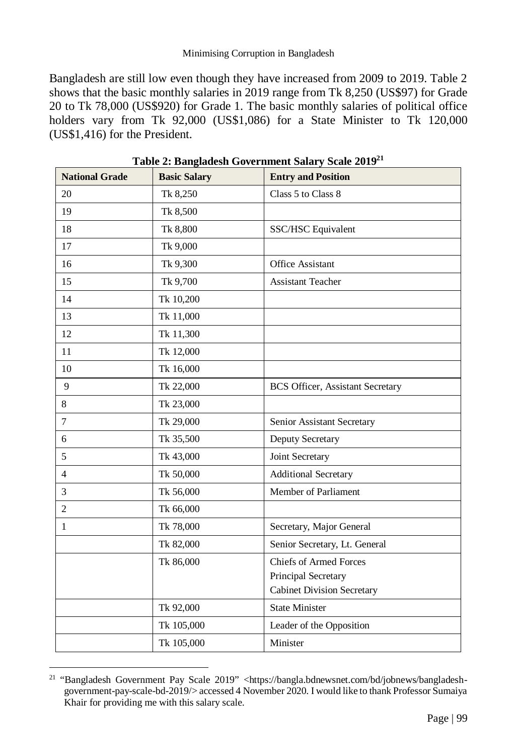Bangladesh are still low even though they have increased from 2009 to 2019. Table 2 shows that the basic monthly salaries in 2019 range from Tk 8,250 (US$97) for Grade 20 to Tk 78,000 (US$920) for Grade 1. The basic monthly salaries of political office holders vary from Tk 92,000 (US$1,086) for a State Minister to Tk 120,000 (US$1,416) for the President.

**Table 2: Bangladesh Government Salary Scale 2019**[21]

| National Grade | Basic Salary | Entry and Position |
|---|---|---|
| 20 | Tk 8,250 | Class 5 to Class 8 |
| 19 | Tk 8,500 | |
| 18 | Tk 8,800 | SSC/HSC Equivalent |
| 17 | Tk 9,000 | |
| 16 | Tk 9,300 | Office Assistant |
| 15 | Tk 9,700 | Assistant Teacher |
| 14 | Tk 10,200 | |
| 13 | Tk 11,000 | |
| 12 | Tk 11,300 | |
| 11 | Tk 12,000 | |
| 10 | Tk 16,000 | |
| 9 | Tk 22,000 | BCS Officer, Assistant Secretary |
| 8 | Tk 23,000 | |
| 7 | Tk 29,000 | Senior Assistant Secretary |
| 6 | Tk 35,500 | Deputy Secretary |
| 5 | Tk 43,000 | Joint Secretary |
| 4 | Tk 50,000 | Additional Secretary |
| 3 | Tk 56,000 | Member of Parliament |
| 2 | Tk 66,000 | |
| 1 | Tk 78,000 | Secretary, Major General |
| | Tk 82,000 | Senior Secretary, Lt. General |
| | Tk 86,000 | Chiefs of Armed Forces<br>Principal Secretary<br>Cabinet Division Secretary |
| | Tk 92,000 | State Minister |
| | Tk 105,000 | Leader of the Opposition |
| | Tk 105,000 | Minister |

[21] "Bangladesh Government Pay Scale 2019" <https://bangla.bdnewsnet.com/bd/jobnews/bangladesh-government-pay-scale-bd-2019/> accessed 4 November 2020. I would like to thank Professor Sumaiya Khair for providing me with this salary scale.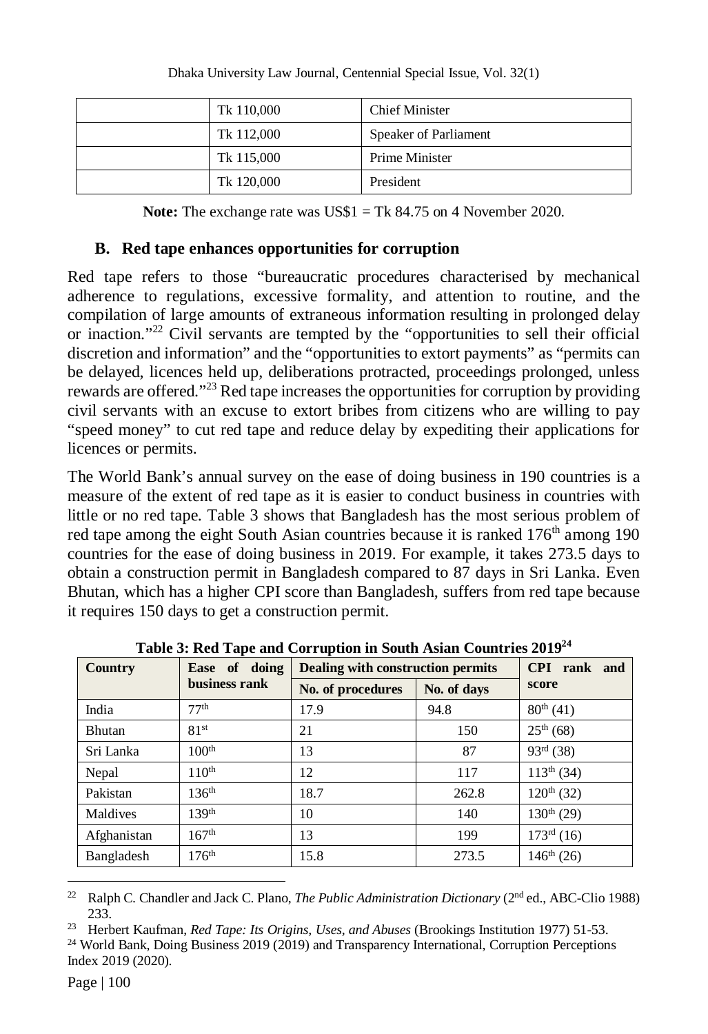|  | Tk 110,000 | Chief Minister |
| --- | --- | --- |
|  | Tk 112,000 | Speaker of Parliament |
|  | Tk 115,000 | Prime Minister |
|  | Tk 120,000 | President |

**Note:** The exchange rate was US$1 = Tk 84.75 on 4 November 2020.

### B. Red tape enhances opportunities for corruption

Red tape refers to those "bureaucratic procedures characterised by mechanical adherence to regulations, excessive formality, and attention to routine, and the compilation of large amounts of extraneous information resulting in prolonged delay or inaction."[22] Civil servants are tempted by the "opportunities to sell their official discretion and information" and the "opportunities to extort payments" as "permits can be delayed, licences held up, deliberations protracted, proceedings prolonged, unless rewards are offered."[23] Red tape increases the opportunities for corruption by providing civil servants with an excuse to extort bribes from citizens who are willing to pay "speed money" to cut red tape and reduce delay by expediting their applications for licences or permits.

The World Bank's annual survey on the ease of doing business in 190 countries is a measure of the extent of red tape as it is easier to conduct business in countries with little or no red tape. Table 3 shows that Bangladesh has the most serious problem of red tape among the eight South Asian countries because it is ranked 176th among 190 countries for the ease of doing business in 2019. For example, it takes 273.5 days to obtain a construction permit in Bangladesh compared to 87 days in Sri Lanka. Even Bhutan, which has a higher CPI score than Bangladesh, suffers from red tape because it requires 150 days to get a construction permit.

**Table 3: Red Tape and Corruption in South Asian Countries 2019[24]**

| Country | Ease of doing business rank | Dealing with construction permits | | CPI rank and score |
| --- | --- | --- | --- | --- |
| | | No. of procedures | No. of days | |
| India | 77th | 17.9 | 94.8 | 80th (41) |
| Bhutan | 81st | 21 | 150 | 25th (68) |
| Sri Lanka | 100th | 13 | 87 | 93rd (38) |
| Nepal | 110th | 12 | 117 | 113th (34) |
| Pakistan | 136th | 18.7 | 262.8 | 120th (32) |
| Maldives | 139th | 10 | 140 | 130th (29) |
| Afghanistan | 167th | 13 | 199 | 173rd (16) |
| Bangladesh | 176th | 15.8 | 273.5 | 146th (26) |

---

[22] Ralph C. Chandler and Jack C. Plano, *The Public Administration Dictionary* (2nd ed., ABC-Clio 1988) 233.

[23] Herbert Kaufman, *Red Tape: Its Origins, Uses, and Abuses* (Brookings Institution 1977) 51-53.

[24] World Bank, Doing Business 2019 (2019) and Transparency International, Corruption Perceptions Index 2019 (2020).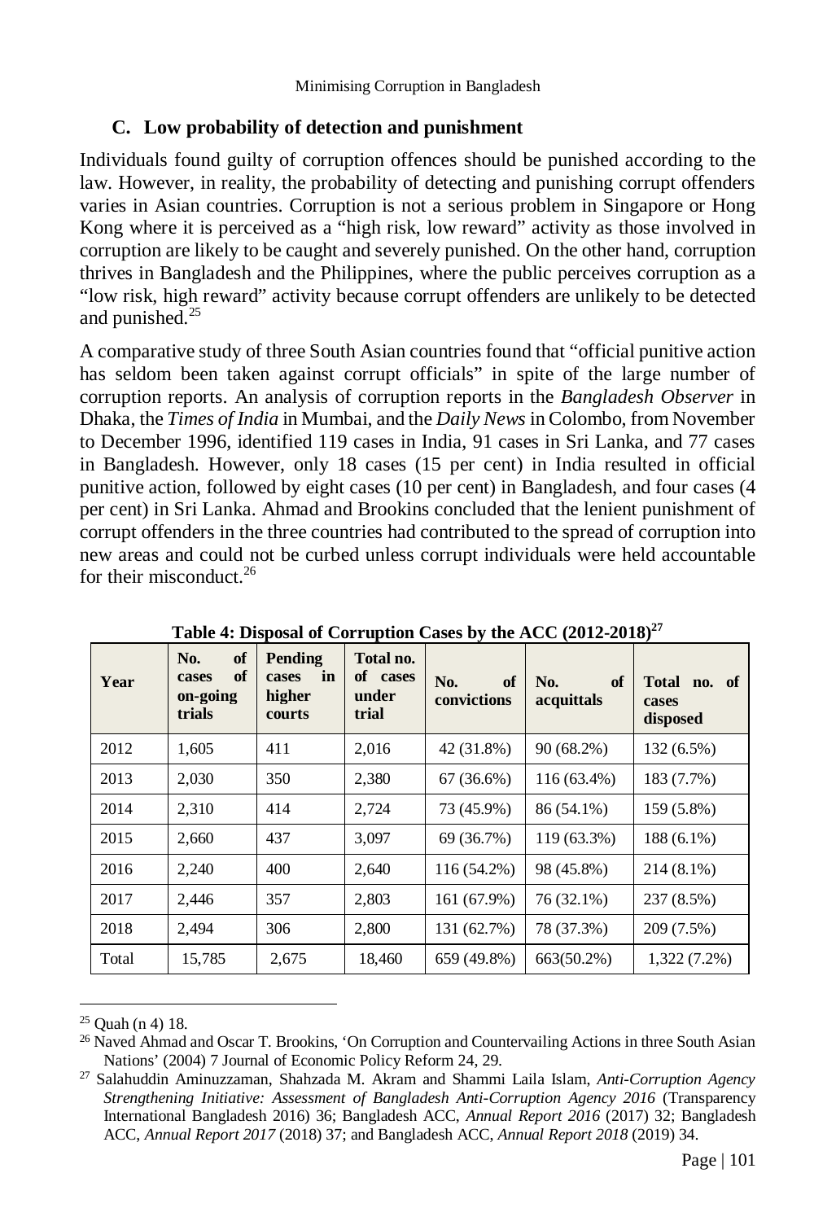### C. Low probability of detection and punishment

Individuals found guilty of corruption offences should be punished according to the law. However, in reality, the probability of detecting and punishing corrupt offenders varies in Asian countries. Corruption is not a serious problem in Singapore or Hong Kong where it is perceived as a "high risk, low reward" activity as those involved in corruption are likely to be caught and severely punished. On the other hand, corruption thrives in Bangladesh and the Philippines, where the public perceives corruption as a "low risk, high reward" activity because corrupt offenders are unlikely to be detected and punished.[25]

A comparative study of three South Asian countries found that "official punitive action has seldom been taken against corrupt officials" in spite of the large number of corruption reports. An analysis of corruption reports in the *Bangladesh Observer* in Dhaka, the *Times of India* in Mumbai, and the *Daily News* in Colombo, from November to December 1996, identified 119 cases in India, 91 cases in Sri Lanka, and 77 cases in Bangladesh. However, only 18 cases (15 per cent) in India resulted in official punitive action, followed by eight cases (10 per cent) in Bangladesh, and four cases (4 per cent) in Sri Lanka. Ahmad and Brookins concluded that the lenient punishment of corrupt offenders in the three countries had contributed to the spread of corruption into new areas and could not be curbed unless corrupt individuals were held accountable for their misconduct.[26]

**Table 4: Disposal of Corruption Cases by the ACC (2012-2018)[27]**

| Year | No. of cases of on-going trials | Pending cases in higher courts | Total no. of cases under trial | No. of convictions | No. of acquittals | Total no. of cases disposed |
|---|---|---|---|---|---|---|
| 2012 | 1,605 | 411 | 2,016 | 42 (31.8%) | 90 (68.2%) | 132 (6.5%) |
| 2013 | 2,030 | 350 | 2,380 | 67 (36.6%) | 116 (63.4%) | 183 (7.7%) |
| 2014 | 2,310 | 414 | 2,724 | 73 (45.9%) | 86 (54.1%) | 159 (5.8%) |
| 2015 | 2,660 | 437 | 3,097 | 69 (36.7%) | 119 (63.3%) | 188 (6.1%) |
| 2016 | 2,240 | 400 | 2,640 | 116 (54.2%) | 98 (45.8%) | 214 (8.1%) |
| 2017 | 2,446 | 357 | 2,803 | 161 (67.9%) | 76 (32.1%) | 237 (8.5%) |
| 2018 | 2,494 | 306 | 2,800 | 131 (62.7%) | 78 (37.3%) | 209 (7.5%) |
| Total | 15,785 | 2,675 | 18,460 | 659 (49.8%) | 663(50.2%) | 1,322 (7.2%) |

---

[25] Quah (n 4) 18.

[26] Naved Ahmad and Oscar T. Brookins, 'On Corruption and Countervailing Actions in three South Asian Nations' (2004) 7 Journal of Economic Policy Reform 24, 29.

[27] Salahuddin Aminuzzaman, Shahzada M. Akram and Shammi Laila Islam, *Anti-Corruption Agency Strengthening Initiative: Assessment of Bangladesh Anti-Corruption Agency 2016* (Transparency International Bangladesh 2016) 36; Bangladesh ACC, *Annual Report 2016* (2017) 32; Bangladesh ACC, *Annual Report 2017* (2018) 37; and Bangladesh ACC, *Annual Report 2018* (2019) 34.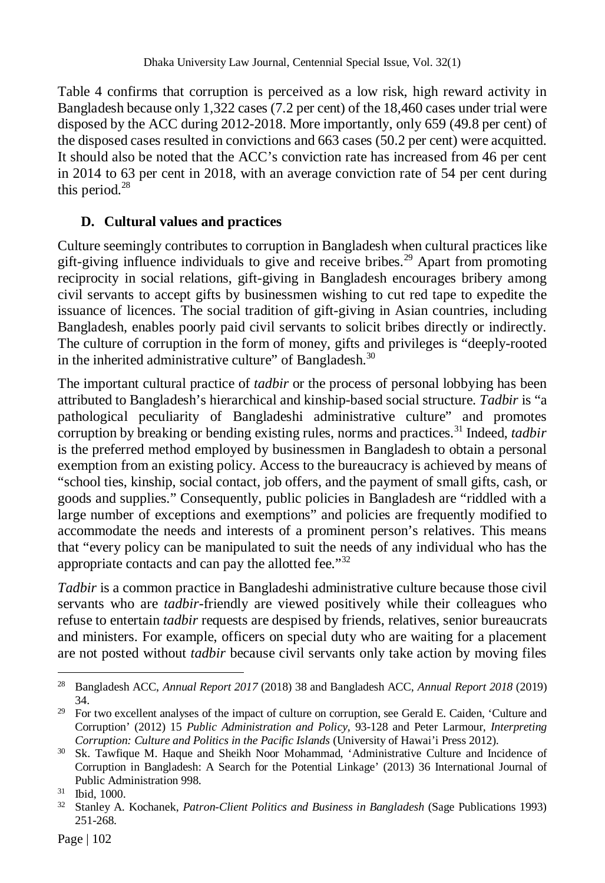Table 4 confirms that corruption is perceived as a low risk, high reward activity in Bangladesh because only 1,322 cases (7.2 per cent) of the 18,460 cases under trial were disposed by the ACC during 2012-2018. More importantly, only 659 (49.8 per cent) of the disposed cases resulted in convictions and 663 cases (50.2 per cent) were acquitted. It should also be noted that the ACC's conviction rate has increased from 46 per cent in 2014 to 63 per cent in 2018, with an average conviction rate of 54 per cent during this period.[28]

### D. Cultural values and practices

Culture seemingly contributes to corruption in Bangladesh when cultural practices like gift-giving influence individuals to give and receive bribes.[29] Apart from promoting reciprocity in social relations, gift-giving in Bangladesh encourages bribery among civil servants to accept gifts by businessmen wishing to cut red tape to expedite the issuance of licences. The social tradition of gift-giving in Asian countries, including Bangladesh, enables poorly paid civil servants to solicit bribes directly or indirectly. The culture of corruption in the form of money, gifts and privileges is "deeply-rooted in the inherited administrative culture" of Bangladesh.[30]

The important cultural practice of *tadbir* or the process of personal lobbying has been attributed to Bangladesh's hierarchical and kinship-based social structure. *Tadbir* is "a pathological peculiarity of Bangladeshi administrative culture" and promotes corruption by breaking or bending existing rules, norms and practices.[31] Indeed, *tadbir* is the preferred method employed by businessmen in Bangladesh to obtain a personal exemption from an existing policy. Access to the bureaucracy is achieved by means of "school ties, kinship, social contact, job offers, and the payment of small gifts, cash, or goods and supplies." Consequently, public policies in Bangladesh are "riddled with a large number of exceptions and exemptions" and policies are frequently modified to accommodate the needs and interests of a prominent person's relatives. This means that "every policy can be manipulated to suit the needs of any individual who has the appropriate contacts and can pay the allotted fee."[32]

*Tadbir* is a common practice in Bangladeshi administrative culture because those civil servants who are *tadbir*-friendly are viewed positively while their colleagues who refuse to entertain *tadbir* requests are despised by friends, relatives, senior bureaucrats and ministers. For example, officers on special duty who are waiting for a placement are not posted without *tadbir* because civil servants only take action by moving files

---

[28] Bangladesh ACC, *Annual Report 2017* (2018) 38 and Bangladesh ACC, *Annual Report 2018* (2019) 34.

[29] For two excellent analyses of the impact of culture on corruption, see Gerald E. Caiden, 'Culture and Corruption' (2012) 15 *Public Administration and Policy*, 93-128 and Peter Larmour, *Interpreting Corruption: Culture and Politics in the Pacific Islands* (University of Hawai'i Press 2012).

[30] Sk. Tawfique M. Haque and Sheikh Noor Mohammad, 'Administrative Culture and Incidence of Corruption in Bangladesh: A Search for the Potential Linkage' (2013) 36 International Journal of Public Administration 998.

[31] Ibid, 1000.

[32] Stanley A. Kochanek, *Patron-Client Politics and Business in Bangladesh* (Sage Publications 1993) 251-268.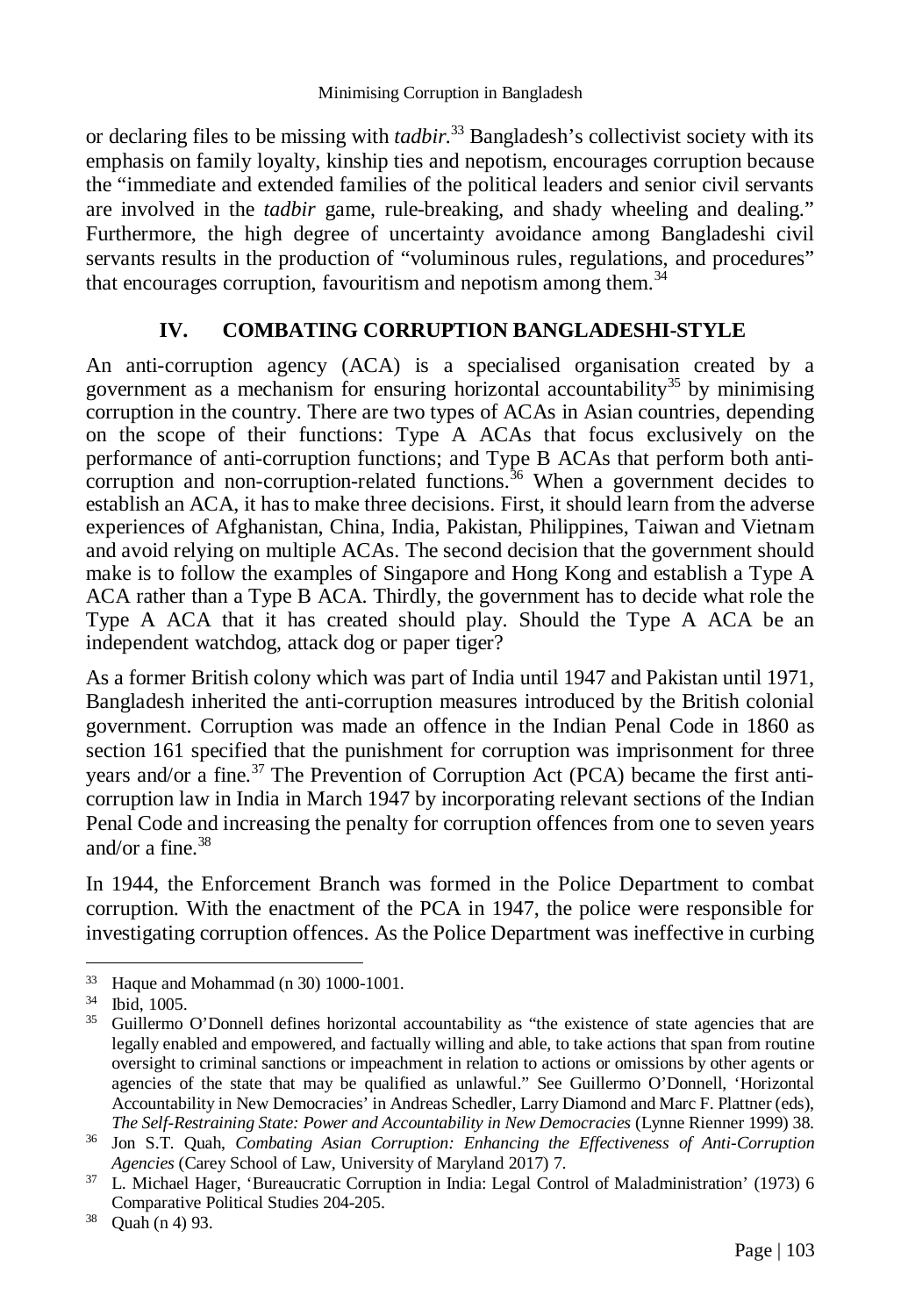or declaring files to be missing with *tadbir*.[33] Bangladesh's collectivist society with its emphasis on family loyalty, kinship ties and nepotism, encourages corruption because the "immediate and extended families of the political leaders and senior civil servants are involved in the *tadbir* game, rule-breaking, and shady wheeling and dealing." Furthermore, the high degree of uncertainty avoidance among Bangladeshi civil servants results in the production of "voluminous rules, regulations, and procedures" that encourages corruption, favouritism and nepotism among them.[34]

## IV. COMBATING CORRUPTION BANGLADESHI-STYLE

An anti-corruption agency (ACA) is a specialised organisation created by a government as a mechanism for ensuring horizontal accountability[35] by minimising corruption in the country. There are two types of ACAs in Asian countries, depending on the scope of their functions: Type A ACAs that focus exclusively on the performance of anti-corruption functions; and Type B ACAs that perform both anti-corruption and non-corruption-related functions.[36] When a government decides to establish an ACA, it has to make three decisions. First, it should learn from the adverse experiences of Afghanistan, China, India, Pakistan, Philippines, Taiwan and Vietnam and avoid relying on multiple ACAs. The second decision that the government should make is to follow the examples of Singapore and Hong Kong and establish a Type A ACA rather than a Type B ACA. Thirdly, the government has to decide what role the Type A ACA that it has created should play. Should the Type A ACA be an independent watchdog, attack dog or paper tiger?

As a former British colony which was part of India until 1947 and Pakistan until 1971, Bangladesh inherited the anti-corruption measures introduced by the British colonial government. Corruption was made an offence in the Indian Penal Code in 1860 as section 161 specified that the punishment for corruption was imprisonment for three years and/or a fine.[37] The Prevention of Corruption Act (PCA) became the first anti-corruption law in India in March 1947 by incorporating relevant sections of the Indian Penal Code and increasing the penalty for corruption offences from one to seven years and/or a fine.[38]

In 1944, the Enforcement Branch was formed in the Police Department to combat corruption. With the enactment of the PCA in 1947, the police were responsible for investigating corruption offences. As the Police Department was ineffective in curbing

---

[33] Haque and Mohammad (n 30) 1000-1001.

[34] Ibid, 1005.

[35] Guillermo O'Donnell defines horizontal accountability as "the existence of state agencies that are legally enabled and empowered, and factually willing and able, to take actions that span from routine oversight to criminal sanctions or impeachment in relation to actions or omissions by other agents or agencies of the state that may be qualified as unlawful." See Guillermo O'Donnell, 'Horizontal Accountability in New Democracies' in Andreas Schedler, Larry Diamond and Marc F. Plattner (eds), *The Self-Restraining State: Power and Accountability in New Democracies* (Lynne Rienner 1999) 38.

[36] Jon S.T. Quah, *Combating Asian Corruption: Enhancing the Effectiveness of Anti-Corruption Agencies* (Carey School of Law, University of Maryland 2017) 7.

[37] L. Michael Hager, 'Bureaucratic Corruption in India: Legal Control of Maladministration' (1973) 6 Comparative Political Studies 204-205.

[38] Quah (n 4) 93.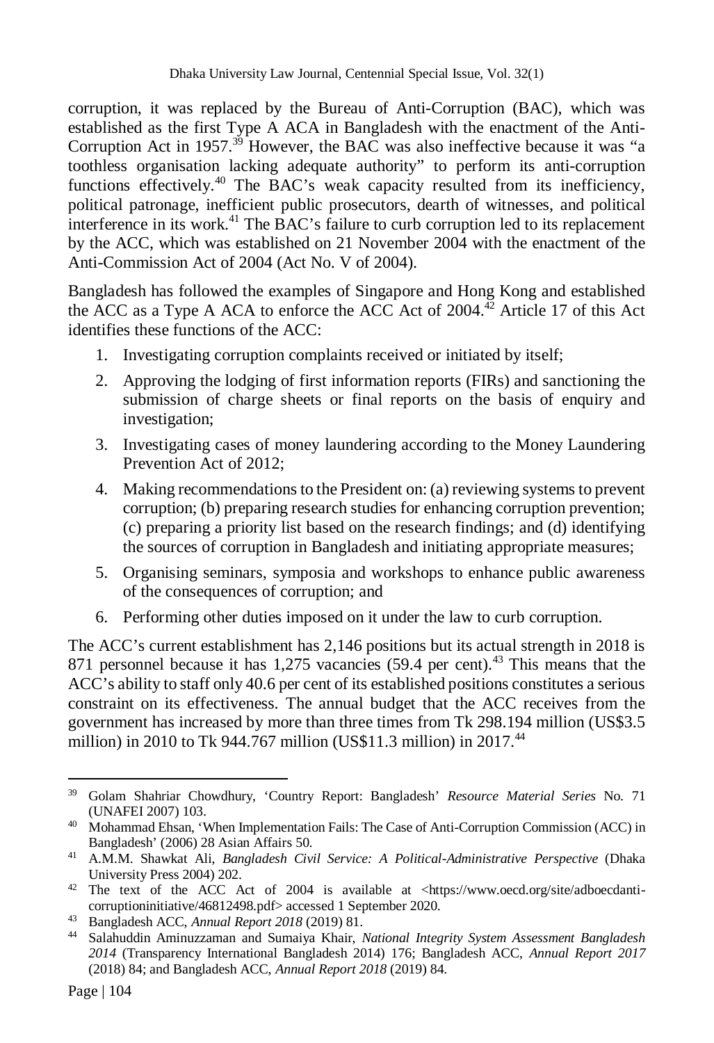corruption, it was replaced by the Bureau of Anti-Corruption (BAC), which was established as the first Type A ACA in Bangladesh with the enactment of the Anti-Corruption Act in 1957.[39] However, the BAC was also ineffective because it was "a toothless organisation lacking adequate authority" to perform its anti-corruption functions effectively.[40] The BAC's weak capacity resulted from its inefficiency, political patronage, inefficient public prosecutors, dearth of witnesses, and political interference in its work.[41] The BAC's failure to curb corruption led to its replacement by the ACC, which was established on 21 November 2004 with the enactment of the Anti-Commission Act of 2004 (Act No. V of 2004).

Bangladesh has followed the examples of Singapore and Hong Kong and established the ACC as a Type A ACA to enforce the ACC Act of 2004.[42] Article 17 of this Act identifies these functions of the ACC:

1. Investigating corruption complaints received or initiated by itself;
2. Approving the lodging of first information reports (FIRs) and sanctioning the submission of charge sheets or final reports on the basis of enquiry and investigation;
3. Investigating cases of money laundering according to the Money Laundering Prevention Act of 2012;
4. Making recommendations to the President on: (a) reviewing systems to prevent corruption; (b) preparing research studies for enhancing corruption prevention; (c) preparing a priority list based on the research findings; and (d) identifying the sources of corruption in Bangladesh and initiating appropriate measures;
5. Organising seminars, symposia and workshops to enhance public awareness of the consequences of corruption; and
6. Performing other duties imposed on it under the law to curb corruption.

The ACC's current establishment has 2,146 positions but its actual strength in 2018 is 871 personnel because it has 1,275 vacancies (59.4 per cent).[43] This means that the ACC's ability to staff only 40.6 per cent of its established positions constitutes a serious constraint on its effectiveness. The annual budget that the ACC receives from the government has increased by more than three times from Tk 298.194 million (US$3.5 million) in 2010 to Tk 944.767 million (US$11.3 million) in 2017.[44]

---

[39] Golam Shahriar Chowdhury, 'Country Report: Bangladesh' *Resource Material Series* No. 71 (UNAFEI 2007) 103.

[40] Mohammad Ehsan, 'When Implementation Fails: The Case of Anti-Corruption Commission (ACC) in Bangladesh' (2006) 28 Asian Affairs 50.

[41] A.M.M. Shawkat Ali, *Bangladesh Civil Service: A Political-Administrative Perspective* (Dhaka University Press 2004) 202.

[42] The text of the ACC Act of 2004 is available at <https://www.oecd.org/site/adboecdanti-corruptioninitiative/46812498.pdf> accessed 1 September 2020.

[43] Bangladesh ACC, *Annual Report 2018* (2019) 81.

[44] Salahuddin Aminuzzaman and Sumaiya Khair, *National Integrity System Assessment Bangladesh 2014* (Transparency International Bangladesh 2014) 176; Bangladesh ACC, *Annual Report 2017* (2018) 84; and Bangladesh ACC, *Annual Report 2018* (2019) 84.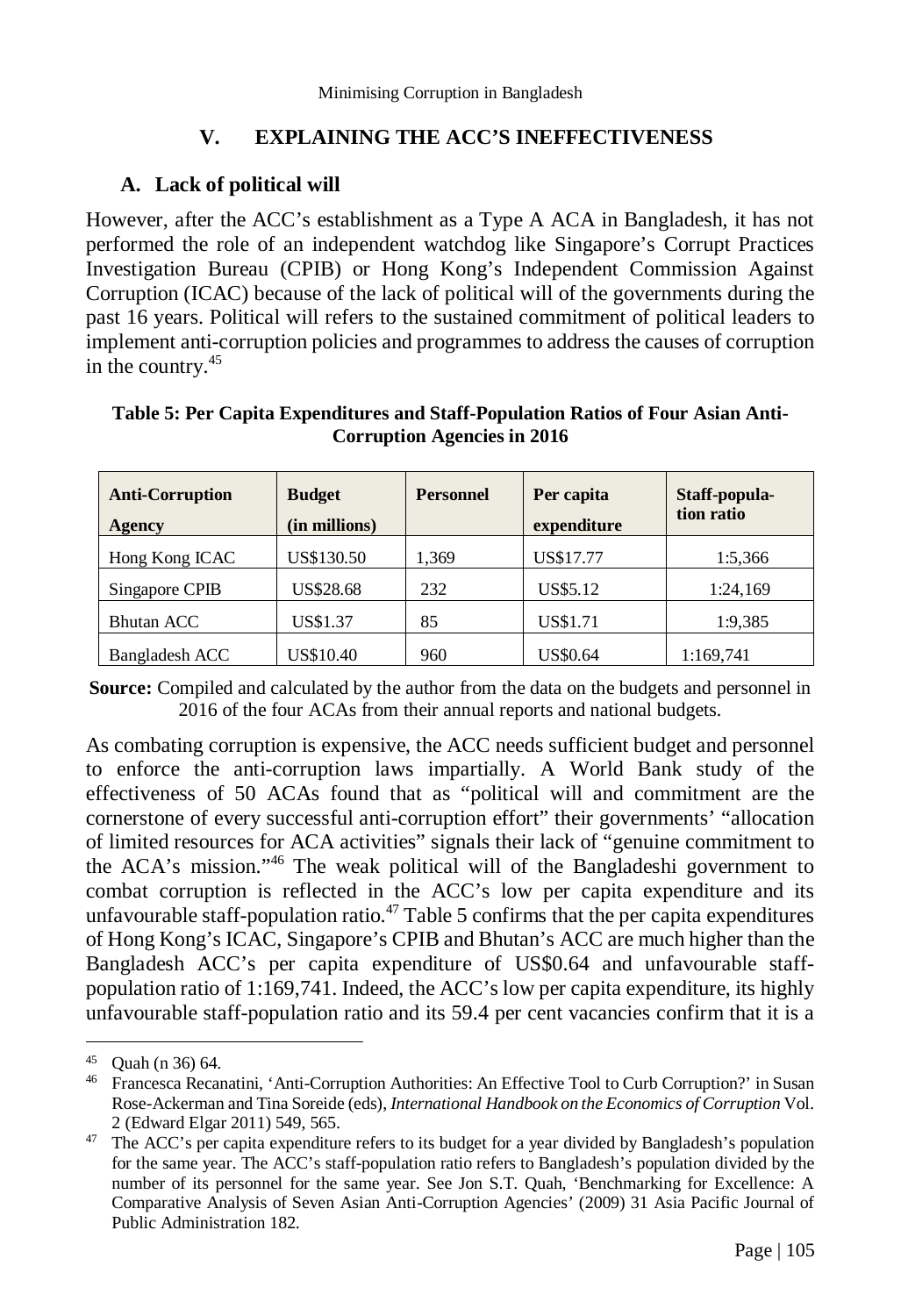## V. EXPLAINING THE ACC'S INEFFECTIVENESS

### A. Lack of political will

However, after the ACC's establishment as a Type A ACA in Bangladesh, it has not performed the role of an independent watchdog like Singapore's Corrupt Practices Investigation Bureau (CPIB) or Hong Kong's Independent Commission Against Corruption (ICAC) because of the lack of political will of the governments during the past 16 years. Political will refers to the sustained commitment of political leaders to implement anti-corruption policies and programmes to address the causes of corruption in the country.[45]

**Table 5: Per Capita Expenditures and Staff-Population Ratios of Four Asian Anti-Corruption Agencies in 2016**

| Anti-Corruption Agency | Budget (in millions) | Personnel | Per capita expenditure | Staff-population ratio |
|---|---|---|---|---|
| Hong Kong ICAC | US$130.50 | 1,369 | US$17.77 | 1:5,366 |
| Singapore CPIB | US$28.68 | 232 | US$5.12 | 1:24,169 |
| Bhutan ACC | US$1.37 | 85 | US$1.71 | 1:9,385 |
| Bangladesh ACC | US$10.40 | 960 | US$0.64 | 1:169,741 |

**Source:** Compiled and calculated by the author from the data on the budgets and personnel in 2016 of the four ACAs from their annual reports and national budgets.

As combating corruption is expensive, the ACC needs sufficient budget and personnel to enforce the anti-corruption laws impartially. A World Bank study of the effectiveness of 50 ACAs found that as "political will and commitment are the cornerstone of every successful anti-corruption effort" their governments' "allocation of limited resources for ACA activities" signals their lack of "genuine commitment to the ACA's mission."[46] The weak political will of the Bangladeshi government to combat corruption is reflected in the ACC's low per capita expenditure and its unfavourable staff-population ratio.[47] Table 5 confirms that the per capita expenditures of Hong Kong's ICAC, Singapore's CPIB and Bhutan's ACC are much higher than the Bangladesh ACC's per capita expenditure of US$0.64 and unfavourable staff-population ratio of 1:169,741. Indeed, the ACC's low per capita expenditure, its highly unfavourable staff-population ratio and its 59.4 per cent vacancies confirm that it is a

---

[45] Quah (n 36) 64.

[46] Francesca Recanatini, 'Anti-Corruption Authorities: An Effective Tool to Curb Corruption?' in Susan Rose-Ackerman and Tina Soreide (eds), *International Handbook on the Economics of Corruption* Vol. 2 (Edward Elgar 2011) 549, 565.

[47] The ACC's per capita expenditure refers to its budget for a year divided by Bangladesh's population for the same year. The ACC's staff-population ratio refers to Bangladesh's population divided by the number of its personnel for the same year. See Jon S.T. Quah, 'Benchmarking for Excellence: A Comparative Analysis of Seven Asian Anti-Corruption Agencies' (2009) 31 Asia Pacific Journal of Public Administration 182.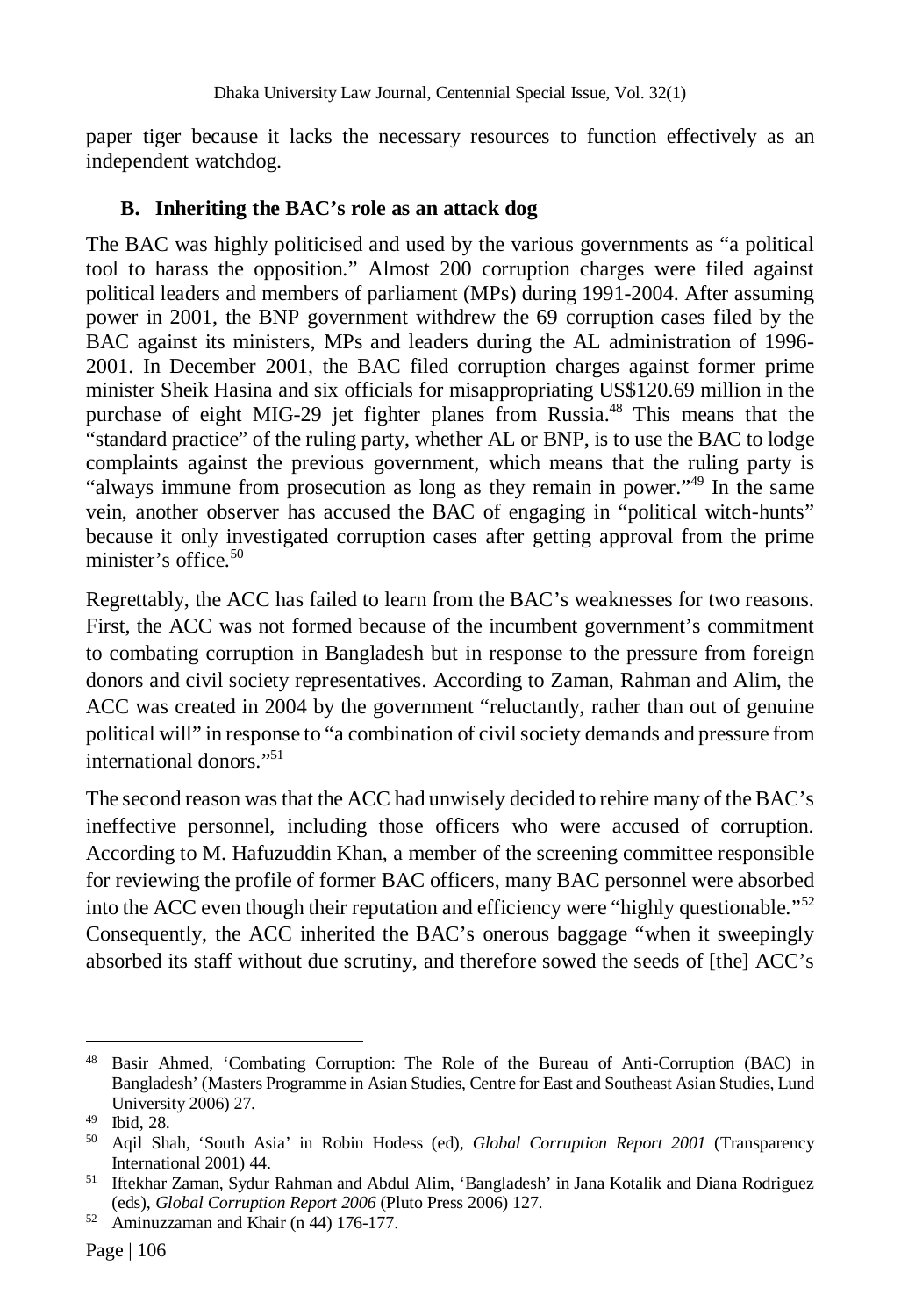paper tiger because it lacks the necessary resources to function effectively as an independent watchdog.

### B. Inheriting the BAC's role as an attack dog

The BAC was highly politicised and used by the various governments as "a political tool to harass the opposition." Almost 200 corruption charges were filed against political leaders and members of parliament (MPs) during 1991-2004. After assuming power in 2001, the BNP government withdrew the 69 corruption cases filed by the BAC against its ministers, MPs and leaders during the AL administration of 1996-2001. In December 2001, the BAC filed corruption charges against former prime minister Sheik Hasina and six officials for misappropriating US$120.69 million in the purchase of eight MIG-29 jet fighter planes from Russia.[48] This means that the "standard practice" of the ruling party, whether AL or BNP, is to use the BAC to lodge complaints against the previous government, which means that the ruling party is "always immune from prosecution as long as they remain in power."[49] In the same vein, another observer has accused the BAC of engaging in "political witch-hunts" because it only investigated corruption cases after getting approval from the prime minister's office.[50]

Regrettably, the ACC has failed to learn from the BAC's weaknesses for two reasons. First, the ACC was not formed because of the incumbent government's commitment to combating corruption in Bangladesh but in response to the pressure from foreign donors and civil society representatives. According to Zaman, Rahman and Alim, the ACC was created in 2004 by the government "reluctantly, rather than out of genuine political will" in response to "a combination of civil society demands and pressure from international donors."[51]

The second reason was that the ACC had unwisely decided to rehire many of the BAC's ineffective personnel, including those officers who were accused of corruption. According to M. Hafuzuddin Khan, a member of the screening committee responsible for reviewing the profile of former BAC officers, many BAC personnel were absorbed into the ACC even though their reputation and efficiency were "highly questionable."[52] Consequently, the ACC inherited the BAC's onerous baggage "when it sweepingly absorbed its staff without due scrutiny, and therefore sowed the seeds of [the] ACC's

---

[48] Basir Ahmed, 'Combating Corruption: The Role of the Bureau of Anti-Corruption (BAC) in Bangladesh' (Masters Programme in Asian Studies, Centre for East and Southeast Asian Studies, Lund University 2006) 27.

[49] Ibid, 28.

[50] Aqil Shah, 'South Asia' in Robin Hodess (ed), *Global Corruption Report 2001* (Transparency International 2001) 44.

[51] Iftekhar Zaman, Sydur Rahman and Abdul Alim, 'Bangladesh' in Jana Kotalik and Diana Rodriguez (eds), *Global Corruption Report 2006* (Pluto Press 2006) 127.

[52] Aminuzzaman and Khair (n 44) 176-177.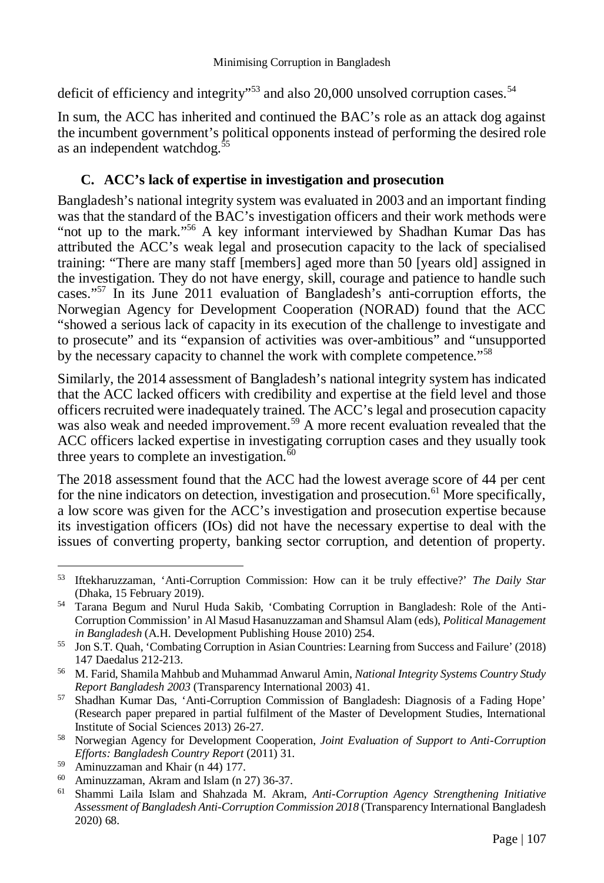deficit of efficiency and integrity"[53] and also 20,000 unsolved corruption cases.[54]

In sum, the ACC has inherited and continued the BAC's role as an attack dog against the incumbent government's political opponents instead of performing the desired role as an independent watchdog.[55]

### C. ACC's lack of expertise in investigation and prosecution

Bangladesh's national integrity system was evaluated in 2003 and an important finding was that the standard of the BAC's investigation officers and their work methods were "not up to the mark."[56] A key informant interviewed by Shadhan Kumar Das has attributed the ACC's weak legal and prosecution capacity to the lack of specialised training: "There are many staff [members] aged more than 50 [years old] assigned in the investigation. They do not have energy, skill, courage and patience to handle such cases."[57] In its June 2011 evaluation of Bangladesh's anti-corruption efforts, the Norwegian Agency for Development Cooperation (NORAD) found that the ACC "showed a serious lack of capacity in its execution of the challenge to investigate and to prosecute" and its "expansion of activities was over-ambitious" and "unsupported by the necessary capacity to channel the work with complete competence."[58]

Similarly, the 2014 assessment of Bangladesh's national integrity system has indicated that the ACC lacked officers with credibility and expertise at the field level and those officers recruited were inadequately trained. The ACC's legal and prosecution capacity was also weak and needed improvement.[59] A more recent evaluation revealed that the ACC officers lacked expertise in investigating corruption cases and they usually took three years to complete an investigation.[60]

The 2018 assessment found that the ACC had the lowest average score of 44 per cent for the nine indicators on detection, investigation and prosecution.[61] More specifically, a low score was given for the ACC's investigation and prosecution expertise because its investigation officers (IOs) did not have the necessary expertise to deal with the issues of converting property, banking sector corruption, and detention of property.

---

[53] Iftekharuzzaman, 'Anti-Corruption Commission: How can it be truly effective?' *The Daily Star* (Dhaka, 15 February 2019).

[54] Tarana Begum and Nurul Huda Sakib, 'Combating Corruption in Bangladesh: Role of the Anti-Corruption Commission' in Al Masud Hasanuzzaman and Shamsul Alam (eds), *Political Management in Bangladesh* (A.H. Development Publishing House 2010) 254.

[55] Jon S.T. Quah, 'Combating Corruption in Asian Countries: Learning from Success and Failure' (2018) 147 Daedalus 212-213.

[56] M. Farid, Shamila Mahbub and Muhammad Anwarul Amin, *National Integrity Systems Country Study Report Bangladesh 2003* (Transparency International 2003) 41.

[57] Shadhan Kumar Das, 'Anti-Corruption Commission of Bangladesh: Diagnosis of a Fading Hope' (Research paper prepared in partial fulfilment of the Master of Development Studies, International Institute of Social Sciences 2013) 26-27.

[58] Norwegian Agency for Development Cooperation, *Joint Evaluation of Support to Anti-Corruption Efforts: Bangladesh Country Report* (2011) 31.

[59] Aminuzzaman and Khair (n 44) 177.

[60] Aminuzzaman, Akram and Islam (n 27) 36-37.

[61] Shammi Laila Islam and Shahzada M. Akram, *Anti-Corruption Agency Strengthening Initiative Assessment of Bangladesh Anti-Corruption Commission 2018* (Transparency International Bangladesh 2020) 68.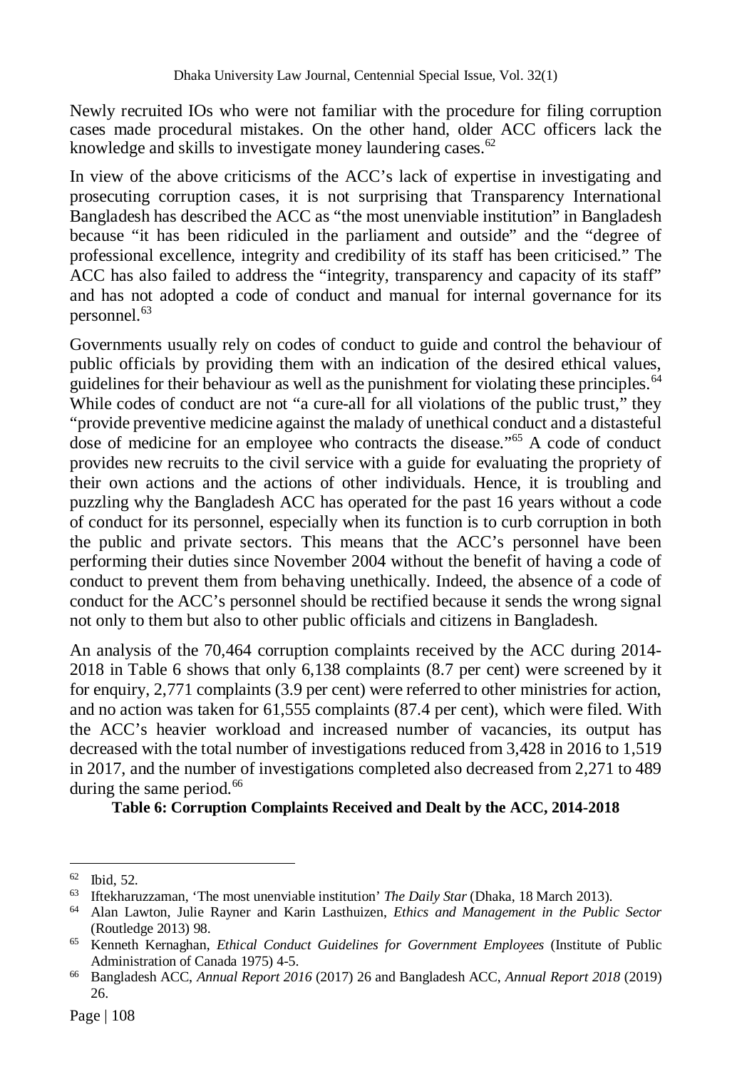Newly recruited IOs who were not familiar with the procedure for filing corruption cases made procedural mistakes. On the other hand, older ACC officers lack the knowledge and skills to investigate money laundering cases.[62]

In view of the above criticisms of the ACC's lack of expertise in investigating and prosecuting corruption cases, it is not surprising that Transparency International Bangladesh has described the ACC as "the most unenviable institution" in Bangladesh because "it has been ridiculed in the parliament and outside" and the "degree of professional excellence, integrity and credibility of its staff has been criticised." The ACC has also failed to address the "integrity, transparency and capacity of its staff" and has not adopted a code of conduct and manual for internal governance for its personnel.[63]

Governments usually rely on codes of conduct to guide and control the behaviour of public officials by providing them with an indication of the desired ethical values, guidelines for their behaviour as well as the punishment for violating these principles.[64] While codes of conduct are not "a cure-all for all violations of the public trust," they "provide preventive medicine against the malady of unethical conduct and a distasteful dose of medicine for an employee who contracts the disease."[65] A code of conduct provides new recruits to the civil service with a guide for evaluating the propriety of their own actions and the actions of other individuals. Hence, it is troubling and puzzling why the Bangladesh ACC has operated for the past 16 years without a code of conduct for its personnel, especially when its function is to curb corruption in both the public and private sectors. This means that the ACC's personnel have been performing their duties since November 2004 without the benefit of having a code of conduct to prevent them from behaving unethically. Indeed, the absence of a code of conduct for the ACC's personnel should be rectified because it sends the wrong signal not only to them but also to other public officials and citizens in Bangladesh.

An analysis of the 70,464 corruption complaints received by the ACC during 2014-2018 in Table 6 shows that only 6,138 complaints (8.7 per cent) were screened by it for enquiry, 2,771 complaints (3.9 per cent) were referred to other ministries for action, and no action was taken for 61,555 complaints (87.4 per cent), which were filed. With the ACC's heavier workload and increased number of vacancies, its output has decreased with the total number of investigations reduced from 3,428 in 2016 to 1,519 in 2017, and the number of investigations completed also decreased from 2,271 to 489 during the same period.[66]

**Table 6: Corruption Complaints Received and Dealt by the ACC, 2014-2018**

---

[62] Ibid, 52.

[63] Iftekharuzzaman, 'The most unenviable institution' *The Daily Star* (Dhaka, 18 March 2013).

[64] Alan Lawton, Julie Rayner and Karin Lasthuizen, *Ethics and Management in the Public Sector* (Routledge 2013) 98.

[65] Kenneth Kernaghan, *Ethical Conduct Guidelines for Government Employees* (Institute of Public Administration of Canada 1975) 4-5.

[66] Bangladesh ACC, *Annual Report 2016* (2017) 26 and Bangladesh ACC, *Annual Report 2018* (2019) 26.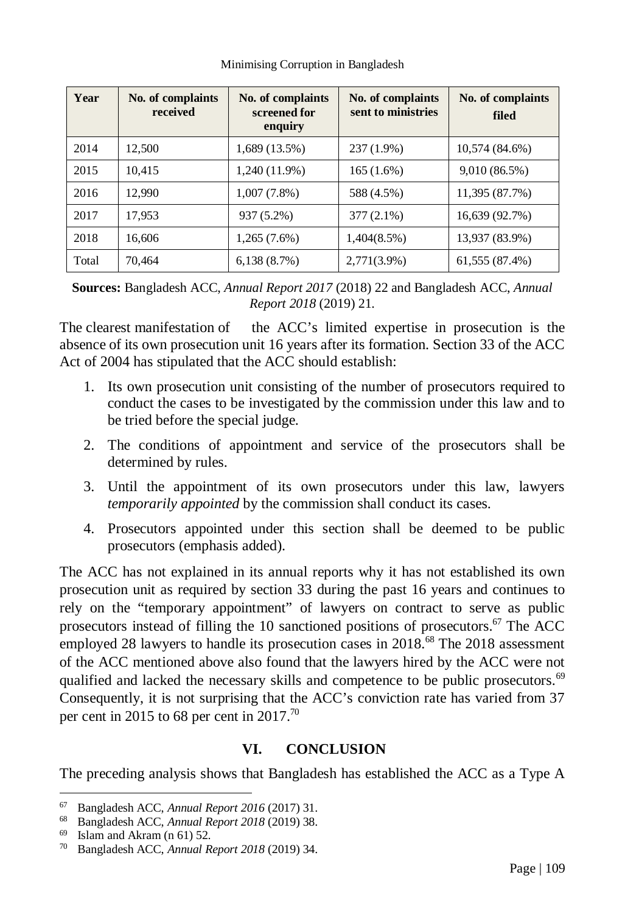| Year | No. of complaints received | No. of complaints screened for enquiry | No. of complaints sent to ministries | No. of complaints filed |
|---|---|---|---|---|
| 2014 | 12,500 | 1,689 (13.5%) | 237 (1.9%) | 10,574 (84.6%) |
| 2015 | 10,415 | 1,240 (11.9%) | 165 (1.6%) | 9,010 (86.5%) |
| 2016 | 12,990 | 1,007 (7.8%) | 588 (4.5%) | 11,395 (87.7%) |
| 2017 | 17,953 | 937 (5.2%) | 377 (2.1%) | 16,639 (92.7%) |
| 2018 | 16,606 | 1,265 (7.6%) | 1,404(8.5%) | 13,937 (83.9%) |
| Total | 70,464 | 6,138 (8.7%) | 2,771(3.9%) | 61,555 (87.4%) |

**Sources:** Bangladesh ACC, *Annual Report 2017* (2018) 22 and Bangladesh ACC, *Annual Report 2018* (2019) 21.

The clearest manifestation of the ACC's limited expertise in prosecution is the absence of its own prosecution unit 16 years after its formation. Section 33 of the ACC Act of 2004 has stipulated that the ACC should establish:

1. Its own prosecution unit consisting of the number of prosecutors required to conduct the cases to be investigated by the commission under this law and to be tried before the special judge.
2. The conditions of appointment and service of the prosecutors shall be determined by rules.
3. Until the appointment of its own prosecutors under this law, lawyers *temporarily appointed* by the commission shall conduct its cases.
4. Prosecutors appointed under this section shall be deemed to be public prosecutors (emphasis added).

The ACC has not explained in its annual reports why it has not established its own prosecution unit as required by section 33 during the past 16 years and continues to rely on the "temporary appointment" of lawyers on contract to serve as public prosecutors instead of filling the 10 sanctioned positions of prosecutors.[67] The ACC employed 28 lawyers to handle its prosecution cases in 2018.[68] The 2018 assessment of the ACC mentioned above also found that the lawyers hired by the ACC were not qualified and lacked the necessary skills and competence to be public prosecutors.[69] Consequently, it is not surprising that the ACC's conviction rate has varied from 37 per cent in 2015 to 68 per cent in 2017.[70]

## VI. CONCLUSION

The preceding analysis shows that Bangladesh has established the ACC as a Type A

---

[67] Bangladesh ACC, *Annual Report 2016* (2017) 31.

[68] Bangladesh ACC, *Annual Report 2018* (2019) 38.

[69] Islam and Akram (n 61) 52.

[70] Bangladesh ACC, *Annual Report 2018* (2019) 34.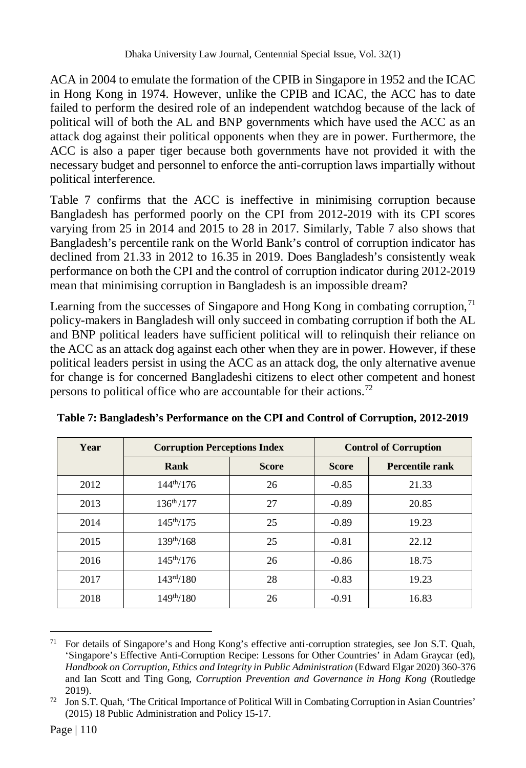ACA in 2004 to emulate the formation of the CPIB in Singapore in 1952 and the ICAC in Hong Kong in 1974. However, unlike the CPIB and ICAC, the ACC has to date failed to perform the desired role of an independent watchdog because of the lack of political will of both the AL and BNP governments which have used the ACC as an attack dog against their political opponents when they are in power. Furthermore, the ACC is also a paper tiger because both governments have not provided it with the necessary budget and personnel to enforce the anti-corruption laws impartially without political interference.

Table 7 confirms that the ACC is ineffective in minimising corruption because Bangladesh has performed poorly on the CPI from 2012-2019 with its CPI scores varying from 25 in 2014 and 2015 to 28 in 2017. Similarly, Table 7 also shows that Bangladesh's percentile rank on the World Bank's control of corruption indicator has declined from 21.33 in 2012 to 16.35 in 2019. Does Bangladesh's consistently weak performance on both the CPI and the control of corruption indicator during 2012-2019 mean that minimising corruption in Bangladesh is an impossible dream?

Learning from the successes of Singapore and Hong Kong in combating corruption,[71] policy-makers in Bangladesh will only succeed in combating corruption if both the AL and BNP political leaders have sufficient political will to relinquish their reliance on the ACC as an attack dog against each other when they are in power. However, if these political leaders persist in using the ACC as an attack dog, the only alternative avenue for change is for concerned Bangladeshi citizens to elect other competent and honest persons to political office who are accountable for their actions.[72]

**Table 7: Bangladesh's Performance on the CPI and Control of Corruption, 2012-2019**

| Year | Corruption Perceptions Index | | Control of Corruption | |
|---|---|---|---|---|
| | **Rank** | **Score** | **Score** | **Percentile rank** |
| 2012 | 144th/176 | 26 | -0.85 | 21.33 |
| 2013 | 136th /177 | 27 | -0.89 | 20.85 |
| 2014 | 145th/175 | 25 | -0.89 | 19.23 |
| 2015 | 139th/168 | 25 | -0.81 | 22.12 |
| 2016 | 145th/176 | 26 | -0.86 | 18.75 |
| 2017 | 143rd/180 | 28 | -0.83 | 19.23 |
| 2018 | 149th/180 | 26 | -0.91 | 16.83 |

[71] For details of Singapore's and Hong Kong's effective anti-corruption strategies, see Jon S.T. Quah, 'Singapore's Effective Anti-Corruption Recipe: Lessons for Other Countries' in Adam Graycar (ed), *Handbook on Corruption, Ethics and Integrity in Public Administration* (Edward Elgar 2020) 360-376 and Ian Scott and Ting Gong, *Corruption Prevention and Governance in Hong Kong* (Routledge 2019).

[72] Jon S.T. Quah, 'The Critical Importance of Political Will in Combating Corruption in Asian Countries' (2015) 18 Public Administration and Policy 15-17.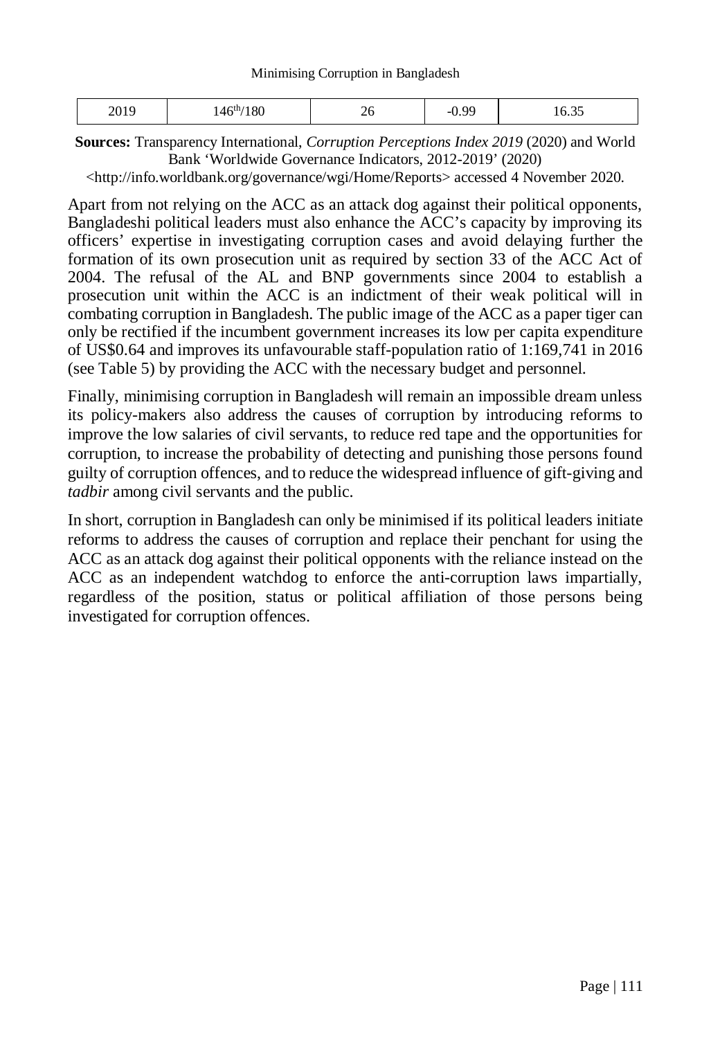| | | | | |
|---|---|---|---|---|
| 2019 | 146th/180 | 26 | -0.99 | 16.35 |

**Sources:** Transparency International, *Corruption Perceptions Index 2019* (2020) and World Bank 'Worldwide Governance Indicators, 2012-2019' (2020) <http://info.worldbank.org/governance/wgi/Home/Reports> accessed 4 November 2020.

Apart from not relying on the ACC as an attack dog against their political opponents, Bangladeshi political leaders must also enhance the ACC's capacity by improving its officers' expertise in investigating corruption cases and avoid delaying further the formation of its own prosecution unit as required by section 33 of the ACC Act of 2004. The refusal of the AL and BNP governments since 2004 to establish a prosecution unit within the ACC is an indictment of their weak political will in combating corruption in Bangladesh. The public image of the ACC as a paper tiger can only be rectified if the incumbent government increases its low per capita expenditure of US$0.64 and improves its unfavourable staff-population ratio of 1:169,741 in 2016 (see Table 5) by providing the ACC with the necessary budget and personnel.

Finally, minimising corruption in Bangladesh will remain an impossible dream unless its policy-makers also address the causes of corruption by introducing reforms to improve the low salaries of civil servants, to reduce red tape and the opportunities for corruption, to increase the probability of detecting and punishing those persons found guilty of corruption offences, and to reduce the widespread influence of gift-giving and *tadbir* among civil servants and the public.

In short, corruption in Bangladesh can only be minimised if its political leaders initiate reforms to address the causes of corruption and replace their penchant for using the ACC as an attack dog against their political opponents with the reliance instead on the ACC as an independent watchdog to enforce the anti-corruption laws impartially, regardless of the position, status or political affiliation of those persons being investigated for corruption offences.